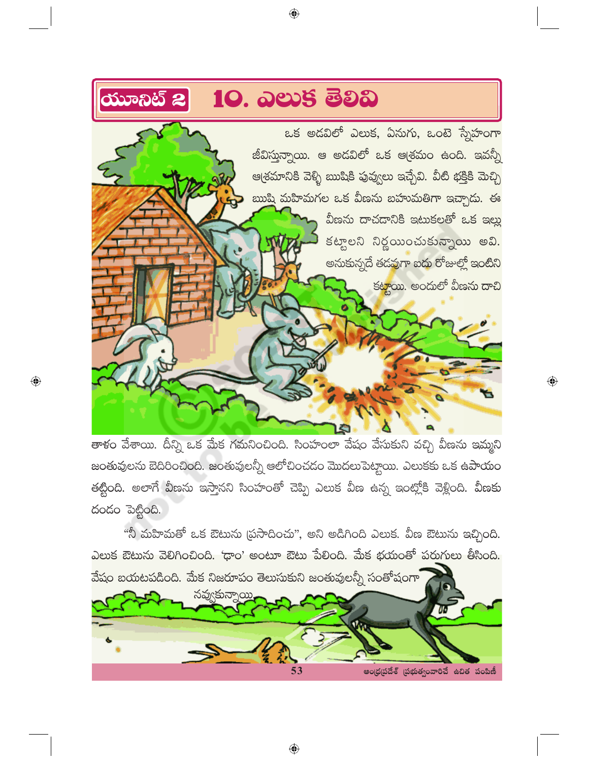# యూనిట్ 2 &nbsp; 10. ఎలుక తెలివి

ఒక అడవిలో ఎలుక, ఏనుగు, ఒంటె స్నేహంగా జీవిస్తున్నాయి. ఆ అడవిలో ఒక ఆశ్రమం ఉంది. ఇవన్నీ ఆశ్రమానికి వెళ్ళి ఋషికి పువ్వులు ఇచ్చేవి. వీటి భక్తికి మెచ్చి ఋషి మహిమగల ఒక వీణను బహుమతిగా ఇచ్చాడు. ఈ వీణను దాచడానికి ఇటుకలతో ఒక ఇల్లు కట్టాలని నిర్ణయించుకున్నాయి అవి. అనుకున్నదే తడవుగా ఐదు రోజుల్లో ఇంటిని కట్టాయి. అందులో వీణను దాచి తాళం వేశాయి. దీన్ని ఒక మేక గమనించింది. సింహంలా వేషం వేసుకుని వచ్చి వీణను ఇమ్మని జంతువులను బెదిరించింది. జంతువులన్నీ ఆలోచించడం మొదలుపెట్టాయి. ఎలుకకు ఒక ఉపాయం తట్టింది. అలాగే వీణను ఇస్తానని సింహంతో చెప్పి ఎలుక వీణ ఉన్న ఇంట్లోకి వెళ్లింది. వీణకు దండం పెట్టింది.

"నీ మహిమతో ఒక ఔటును ప్రసాదించు", అని అడిగింది ఎలుక. వీణ ఔటును ఇచ్చింది. ఎలుక ఔటును వెలిగించింది. 'ఢాం' అంటూ ఔటు పేలింది. మేక భయంతో పరుగులు తీసింది. వేషం బయటపడింది. మేక నిజరూపం తెలుసుకుని జంతువులన్నీ సంతోషంగా నవ్వుకున్నాయి.

ఆంధ్రప్రదేశ్ ప్రభుత్వంవారిచే ఉచిత పంపిణీ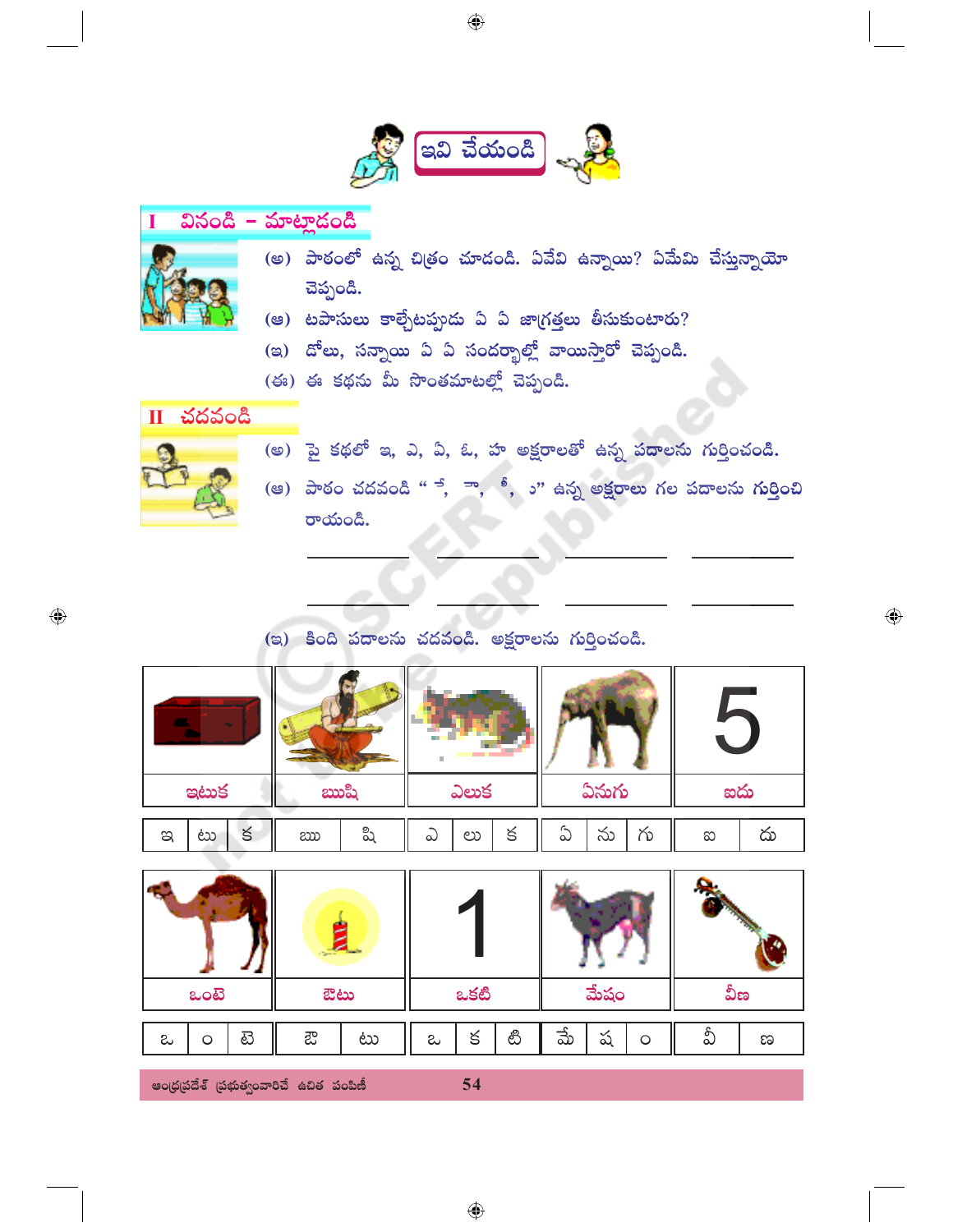# ఇవి చేయండి

## I వినండి – మాట్లాడండి

(అ) పాఠంలో ఉన్న చిత్రం చూడండి. ఏవేవి ఉన్నాయి? ఏమేమి చేస్తున్నాయో చెప్పండి.

(ఆ) టపాసులు కాల్చేటప్పుడు ఏ ఏ జాగ్రత్తలు తీసుకుంటారు?

(ఇ) డోలు, సన్నాయి ఏ ఏ సందర్భాల్లో వాయిస్తారో చెప్పండి.

(ఈ) ఈ కథను మీ సొంతమాటల్లో చెప్పండి.

## II చదవండి

(అ) పై కథలో ఇ, ఎ, ఏ, ఓ, హ అక్షరాలతో ఉన్న పదాలను గుర్తించండి.

(ఆ) పాఠం చదవండి " ే, ా, ీ, ం" ఉన్న అక్షరాలు గల పదాలను గుర్తించి రాయండి.

______ ______ ______ ______

______ ______ ______ ______

(ఇ) కింది పదాలను చదవండి. అక్షరాలను గుర్తించండి.

| ఇటుక | ఋషి | ఎలుక | ఏనుగు | ఐదు |
|---|---|---|---|---|
| ఇ టు క | ఋ షి | ఎ లు క | ఏ ను గు | ఐ దు |
| ఒంటె | ఔటు | ఒకటి | మేషం | వీణ |
| ఒ ం టె | ఔ టు | ఒ క టి | మే ష ం | వీ ణ |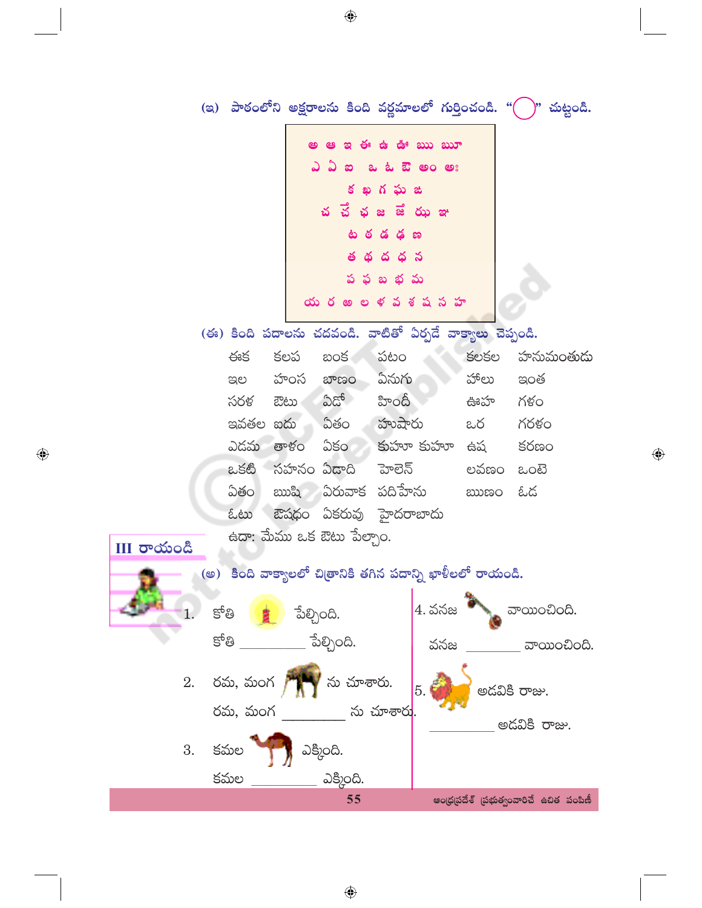(ఇ) పాఠంలోని అక్షరాలను కింది వర్ణమాలలో గుర్తించండి. "◯" చుట్టండి.

అ ఆ ఇ ఈ ఉ ఊ ఋ ౠ

ఎ ఏ ఐ ఒ ఓ ఔ అం అః

క ఖ గ ఘ ఙ

చ ఛ జ ఝ ఞ

ట ఠ డ ఢ ణ

త థ ద ధ న

ప ఫ బ భ మ

య ర ఱ ల ళ వ శ ష స హ

(ఈ) కింది పదాలను చదవండి. వాటితో ఏర్పడే వాక్యాలు చెప్పండి.

| | | | | | |
|---|---|---|---|---|---|
| ఈక | కలప | బంక | పటం | కలకల | హనుమంతుడు |
| ఇల | హంస | బాణం | ఏనుగు | హేలు | ఇంత |
| సరళ | ఔటు | ఏడో | హిందీ | ఊహ | గళం |
| ఇవతల | ఐదు | ఏతం | హుషారు | ఒర | గరళం |
| ఎడమ | తాళం | ఏకం | కుహూ కుహూ | ఉష | కరణం |
| ఒకటి | సహనం | ఏడాది | హెలెన్ | లవణం | ఒంటె |
| ఏతం | ఋషి | ఏరువాక | పదిహేను | ఋణం | ఓడ |
| ఓటు | ఔషధం | ఏకరువు | హైదరాబాదు | | |

ఉదా: మేము ఒక ఔటు పేల్చాం.

## III రాయండి

(అ) కింది వాక్యాలలో చిత్రానికి తగిన పదాన్ని ఖాళీలలో రాయండి.

1. కోతి [చిత్రం] పేల్చింది.
   కోతి ________ పేల్చింది.

2. రమ, మంగ [చిత్రం] ను చూశారు.
   రమ, మంగ ________ ను చూశారు.

3. కమల [చిత్రం] ఎక్కింది.
   కమల ________ ఎక్కింది.

4. వనజ [చిత్రం] వాయించింది.
   వనజ ________ వాయించింది.

5. [చిత్రం] అడవికి రాజు.
   ________ అడవికి రాజు.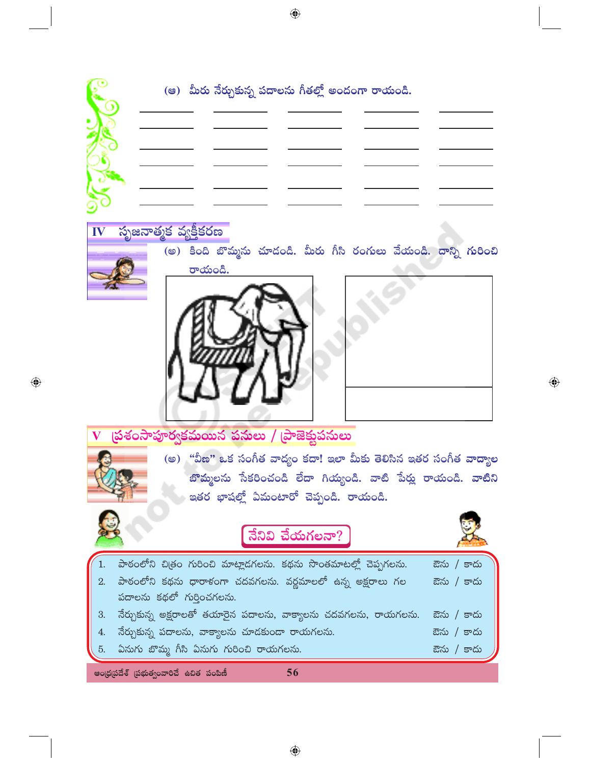(ఆ) మీరు నేర్చుకున్న పదాలను గీతల్లో అందంగా రాయండి.

## IV సృజనాత్మక వ్యక్తీకరణ

(అ) కింది బొమ్మను చూడండి. మీరు గీసి రంగులు వేయండి. దాన్ని గురించి రాయండి.

## V ప్రశంసాపూర్వకమయిన పనులు / ప్రాజెక్టుపనులు

(అ) "వీణ" ఒక సంగీత వాద్యం కదా! ఇలా మీకు తెలిసిన ఇతర సంగీత వాద్యాల బొమ్మలను సేకరించండి లేదా గియ్యండి. వాటి పేర్లు రాయండి. వాటిని ఇతర భాషల్లో ఏమంటారో చెప్పండి. రాయండి.

### నేనివి చేయగలనా?

| | | |
|---|---|---|
| 1. | పాఠంలోని చిత్రం గురించి మాట్లాడగలను. కథను సొంతమాటల్లో చెప్పగలను. | ఔను / కాదు |
| 2. | పాఠంలోని కథను ధారాళంగా చదవగలను. వర్ణమాలలో ఉన్న అక్షరాలు గల పదాలను కథలో గుర్తించగలను. | ఔను / కాదు |
| 3. | నేర్చుకున్న అక్షరాలతో తయారైన పదాలను, వాక్యాలను చదవగలను, రాయగలను. | ఔను / కాదు |
| 4. | నేర్చుకున్న పదాలను, వాక్యాలను చూడకుండా రాయగలను. | ఔను / కాదు |
| 5. | ఏనుగు బొమ్మ గీసి ఏనుగు గురించి రాయగలను. | ఔను / కాదు |